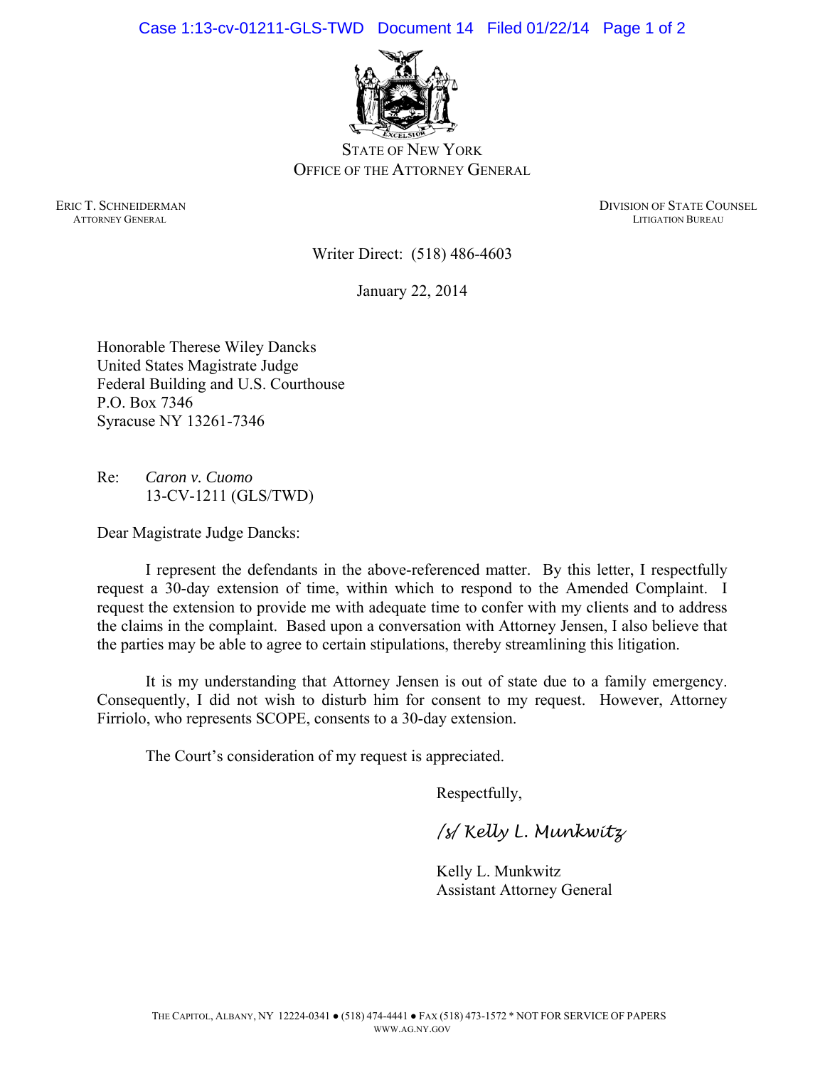STATE OF NEW YORK
OFFICE OF THE ATTORNEY GENERAL

ERIC T. SCHNEIDERMAN
ATTORNEY GENERAL

DIVISION OF STATE COUNSEL
LITIGATION BUREAU

Writer Direct: (518) 486-4603

January 22, 2014

Honorable Therese Wiley Dancks
United States Magistrate Judge
Federal Building and U.S. Courthouse
P.O. Box 7346
Syracuse NY 13261-7346

Re: *Caron v. Cuomo*
13-CV-1211 (GLS/TWD)

Dear Magistrate Judge Dancks:

I represent the defendants in the above-referenced matter. By this letter, I respectfully request a 30-day extension of time, within which to respond to the Amended Complaint. I request the extension to provide me with adequate time to confer with my clients and to address the claims in the complaint. Based upon a conversation with Attorney Jensen, I also believe that the parties may be able to agree to certain stipulations, thereby streamlining this litigation.

It is my understanding that Attorney Jensen is out of state due to a family emergency. Consequently, I did not wish to disturb him for consent to my request. However, Attorney Firriolo, who represents SCOPE, consents to a 30-day extension.

The Court's consideration of my request is appreciated.

Respectfully,

/s/ Kelly L. Munkwitz

Kelly L. Munkwitz
Assistant Attorney General

THE CAPITOL, ALBANY, NY 12224-0341 ● (518) 474-4441 ● FAX (518) 473-1572 * NOT FOR SERVICE OF PAPERS
WWW.AG.NY.GOV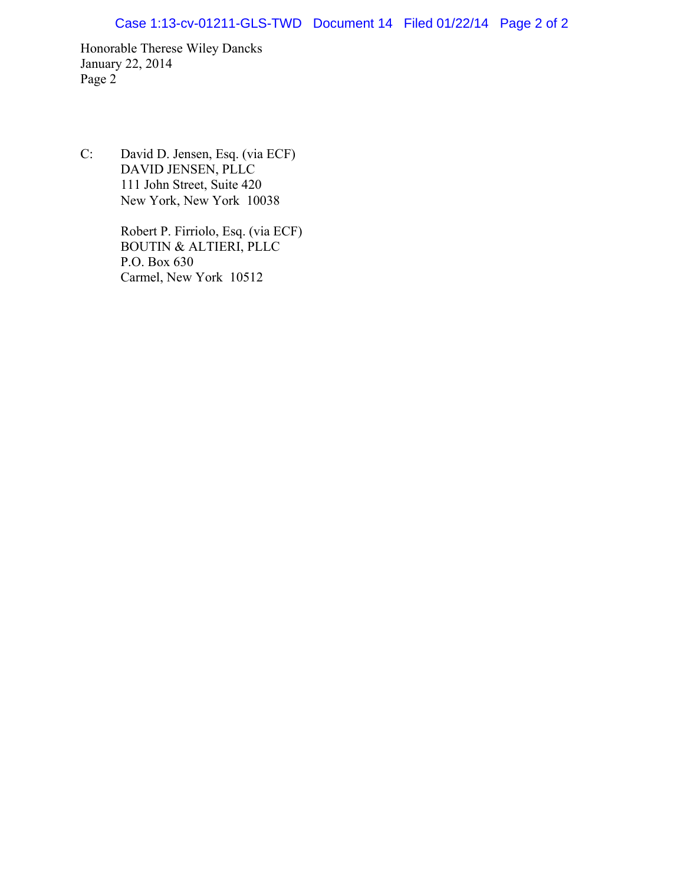Honorable Therese Wiley Dancks
January 22, 2014
Page 2

C: David D. Jensen, Esq. (via ECF)
DAVID JENSEN, PLLC
111 John Street, Suite 420
New York, New York 10038

Robert P. Firriolo, Esq. (via ECF)
BOUTIN & ALTIERI, PLLC
P.O. Box 630
Carmel, New York 10512